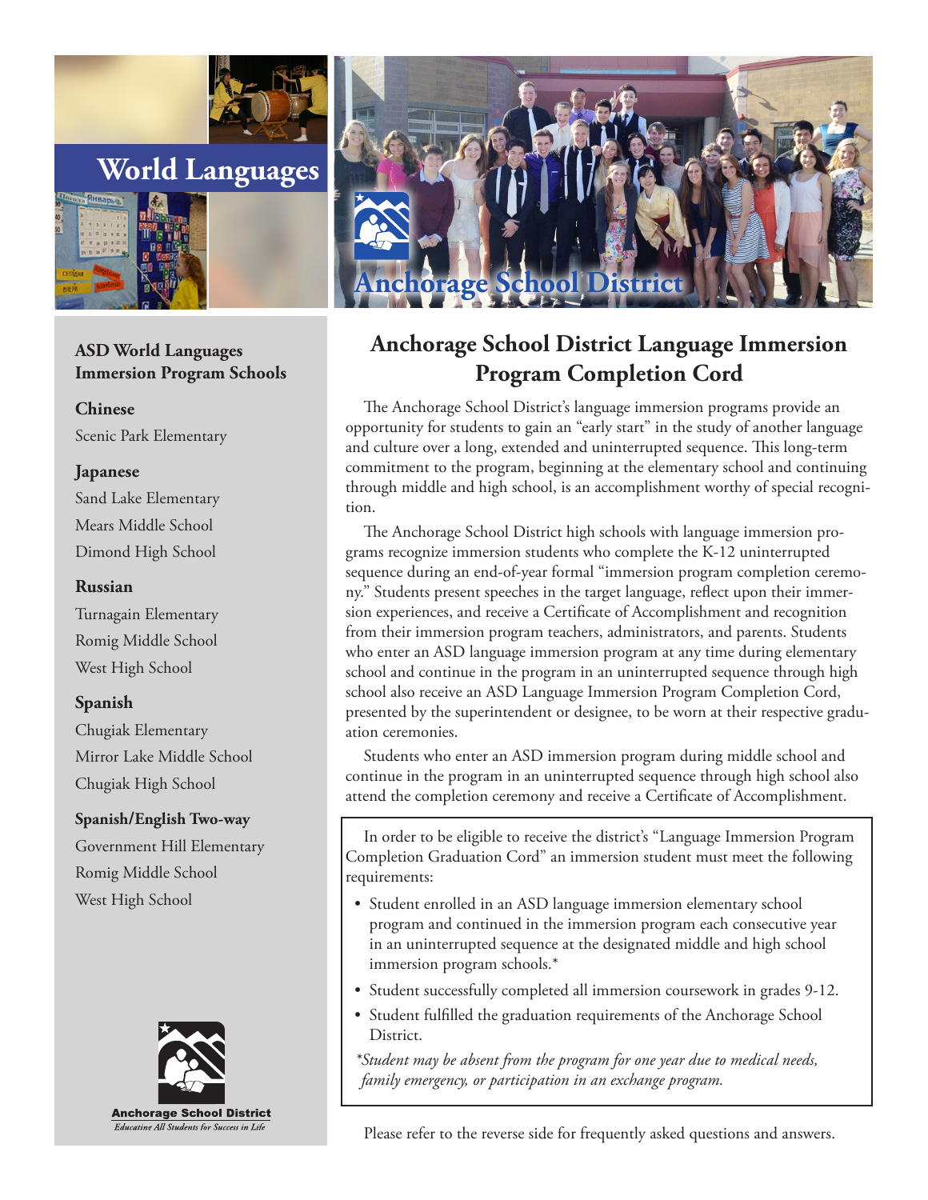# World Languages

Anchorage School District

## ASD World Languages Immersion Program Schools

**Chinese**

Scenic Park Elementary

**Japanese**

Sand Lake Elementary

Mears Middle School

Dimond High School

**Russian**

Turnagain Elementary

Romig Middle School

West High School

**Spanish**

Chugiak Elementary

Mirror Lake Middle School

Chugiak High School

**Spanish/English Two-way**

Government Hill Elementary

Romig Middle School

West High School

Anchorage School District

*Educating All Students for Success in Life*

# Anchorage School District Language Immersion Program Completion Cord

The Anchorage School District's language immersion programs provide an opportunity for students to gain an "early start" in the study of another language and culture over a long, extended and uninterrupted sequence. This long-term commitment to the program, beginning at the elementary school and continuing through middle and high school, is an accomplishment worthy of special recognition.

The Anchorage School District high schools with language immersion programs recognize immersion students who complete the K-12 uninterrupted sequence during an end-of-year formal "immersion program completion ceremony." Students present speeches in the target language, reflect upon their immersion experiences, and receive a Certificate of Accomplishment and recognition from their immersion program teachers, administrators, and parents. Students who enter an ASD language immersion program at any time during elementary school and continue in the program in an uninterrupted sequence through high school also receive an ASD Language Immersion Program Completion Cord, presented by the superintendent or designee, to be worn at their respective graduation ceremonies.

Students who enter an ASD immersion program during middle school and continue in the program in an uninterrupted sequence through high school also attend the completion ceremony and receive a Certificate of Accomplishment.

In order to be eligible to receive the district's "Language Immersion Program Completion Graduation Cord" an immersion student must meet the following requirements:

- Student enrolled in an ASD language immersion elementary school program and continued in the immersion program each consecutive year in an uninterrupted sequence at the designated middle and high school immersion program schools.*
- Student successfully completed all immersion coursework in grades 9-12.
- Student fulfilled the graduation requirements of the Anchorage School District.

*\*Student may be absent from the program for one year due to medical needs, family emergency, or participation in an exchange program.*

Please refer to the reverse side for frequently asked questions and answers.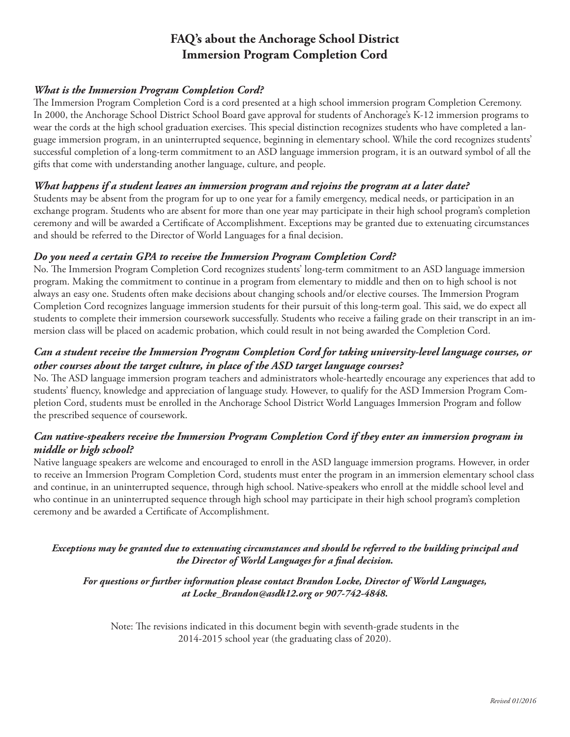# FAQ's about the Anchorage School District Immersion Program Completion Cord

### *What is the Immersion Program Completion Cord?*

The Immersion Program Completion Cord is a cord presented at a high school immersion program Completion Ceremony. In 2000, the Anchorage School District School Board gave approval for students of Anchorage's K-12 immersion programs to wear the cords at the high school graduation exercises. This special distinction recognizes students who have completed a language immersion program, in an uninterrupted sequence, beginning in elementary school. While the cord recognizes students' successful completion of a long-term commitment to an ASD language immersion program, it is an outward symbol of all the gifts that come with understanding another language, culture, and people.

### *What happens if a student leaves an immersion program and rejoins the program at a later date?*

Students may be absent from the program for up to one year for a family emergency, medical needs, or participation in an exchange program. Students who are absent for more than one year may participate in their high school program's completion ceremony and will be awarded a Certificate of Accomplishment. Exceptions may be granted due to extenuating circumstances and should be referred to the Director of World Languages for a final decision.

### *Do you need a certain GPA to receive the Immersion Program Completion Cord?*

No. The Immersion Program Completion Cord recognizes students' long-term commitment to an ASD language immersion program. Making the commitment to continue in a program from elementary to middle and then on to high school is not always an easy one. Students often make decisions about changing schools and/or elective courses. The Immersion Program Completion Cord recognizes language immersion students for their pursuit of this long-term goal. This said, we do expect all students to complete their immersion coursework successfully. Students who receive a failing grade on their transcript in an immersion class will be placed on academic probation, which could result in not being awarded the Completion Cord.

### *Can a student receive the Immersion Program Completion Cord for taking university-level language courses, or other courses about the target culture, in place of the ASD target language courses?*

No. The ASD language immersion program teachers and administrators whole-heartedly encourage any experiences that add to students' fluency, knowledge and appreciation of language study. However, to qualify for the ASD Immersion Program Completion Cord, students must be enrolled in the Anchorage School District World Languages Immersion Program and follow the prescribed sequence of coursework.

### *Can native-speakers receive the Immersion Program Completion Cord if they enter an immersion program in middle or high school?*

Native language speakers are welcome and encouraged to enroll in the ASD language immersion programs. However, in order to receive an Immersion Program Completion Cord, students must enter the program in an immersion elementary school class and continue, in an uninterrupted sequence, through high school. Native-speakers who enroll at the middle school level and who continue in an uninterrupted sequence through high school may participate in their high school program's completion ceremony and be awarded a Certificate of Accomplishment.

***Exceptions may be granted due to extenuating circumstances and should be referred to the building principal and the Director of World Languages for a final decision.***

***For questions or further information please contact Brandon Locke, Director of World Languages, at Locke_Brandon@asdk12.org or 907-742-4848.***

Note: The revisions indicated in this document begin with seventh-grade students in the 2014-2015 school year (the graduating class of 2020).

*Revised 01/2016*